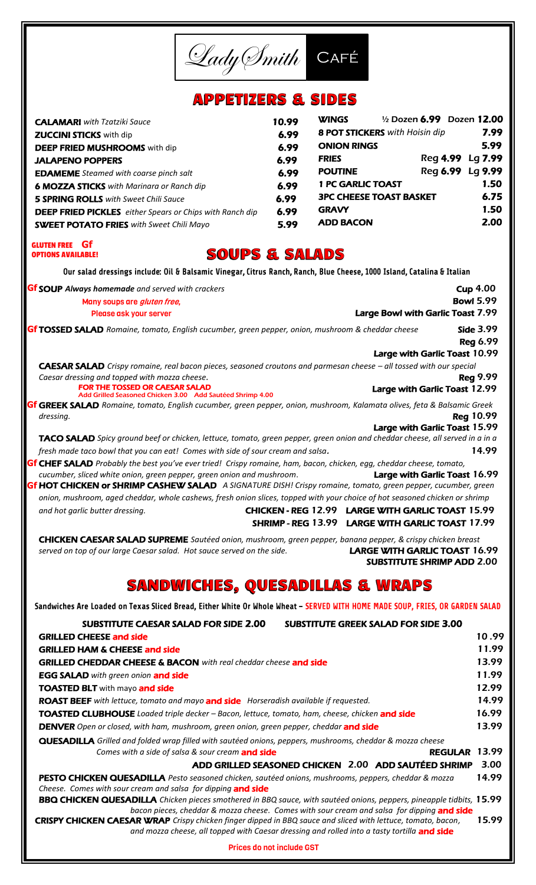# Lady Smith Café

## APPETIZERS & SIDES

| Item | Price |
|---|---|
| **CALAMARI** *with Tzatziki Sauce* | 10.99 |
| **ZUCCINI STICKS** with dip | 6.99 |
| **DEEP FRIED MUSHROOMS** with dip | 6.99 |
| **JALAPENO POPPERS** | 6.99 |
| **EDAMEME** *Steamed with coarse pinch salt* | 6.99 |
| **6 MOZZA STICKS** *with Marinara or Ranch dip* | 6.99 |
| **5 SPRING ROLLS** *with Sweet Chili Sauce* | 6.99 |
| **DEEP FRIED PICKLES** *either Spears or Chips with Ranch dip* | 6.99 |
| **SWEET POTATO FRIES** *with Sweet Chili Mayo* | 5.99 |

| Item | Price |
|---|---|
| **WINGS** | ½ Dozen **6.99** Dozen **12.00** |
| **8 POT STICKERS** with Hoisin dip | 7.99 |
| **ONION RINGS** | 5.99 |
| **FRIES** | Reg **4.99** Lg **7.99** |
| **POUTINE** | Reg **6.99** Lg **9.99** |
| **1 PC GARLIC TOAST** | 1.50 |
| **3PC CHEESE TOAST BASKET** | 6.75 |
| **GRAVY** | 1.50 |
| **ADD BACON** | 2.00 |

**GLUTEN FREE Gf OPTIONS AVAILABLE!**

## SOUPS & SALADS

**Our salad dressings include: Oil & Balsamic Vinegar, Citrus Ranch, Ranch, Blue Cheese, 1000 Island, Catalina & Italian**

**Gf SOUP** *Always homemade* and served with crackers — **Cup 4.00** / **Bowl 5.99** / **Large Bowl with Garlic Toast 7.99**
Many soups are *gluten free*, Please ask your server

**Gf TOSSED SALAD** *Romaine, tomato, English cucumber, green pepper, onion, mushroom & cheddar cheese* — **Side 3.99** / **Reg 6.99** / **Large with Garlic Toast 10.99**

**CAESAR SALAD** *Crispy romaine, real bacon pieces, seasoned croutons and parmesan cheese – all tossed with our special Caesar dressing and topped with mozza cheese.* — **Reg 9.99** / **Large with Garlic Toast 12.99**

**FOR THE TOSSED OR CAESAR SALAD**
Add Grilled Seasoned Chicken 3.00 Add Sautéed Shrimp 4.00

**Gf GREEK SALAD** *Romaine, tomato, English cucumber, green pepper, onion, mushroom, Kalamata olives, feta & Balsamic Greek dressing.* — **Reg 10.99** / **Large with Garlic Toast 15.99**

**TACO SALAD** *Spicy ground beef or chicken, lettuce, tomato, green pepper, green onion and cheddar cheese, all served in a in a fresh made taco bowl that you can eat! Comes with side of sour cream and salsa.* — **14.99**

**Gf CHEF SALAD** *Probably the best you've ever tried! Crispy romaine, ham, bacon, chicken, egg, cheddar cheese, tomato, cucumber, sliced white onion, green pepper, green onion and mushroom.* — **Large with Garlic Toast 16.99**

**Gf HOT CHICKEN or SHRIMP CASHEW SALAD** *A SIGNATURE DISH! Crispy romaine, tomato, green pepper, cucumber, green onion, mushroom, aged cheddar, whole cashews, fresh onion slices, topped with your choice of hot seasoned chicken or shrimp and hot garlic butter dressing.*
**CHICKEN - REG 12.99 LARGE WITH GARLIC TOAST 15.99**
**SHRIMP - REG 13.99 LARGE WITH GARLIC TOAST 17.99**

**CHICKEN CAESAR SALAD SUPREME** *Sautéed onion, mushroom, green pepper, banana pepper, & crispy chicken breast served on top of our large Caesar salad. Hot sauce served on the side.* — **LARGE WITH GARLIC TOAST 16.99**
**SUBSTITUTE SHRIMP ADD 2.00**

## SANDWICHES, QUESADILLAS & WRAPS

**Sandwiches Are Loaded on Texas Sliced Bread, Either White Or Whole Wheat – SERVED WITH HOME MADE SOUP, FRIES, OR GARDEN SALAD**

**SUBSTITUTE CAESAR SALAD FOR SIDE 2.00 SUBSTITUTE GREEK SALAD FOR SIDE 3.00**

| Item | Price |
|---|---|
| **GRILLED CHEESE and side** | 10.99 |
| **GRILLED HAM & CHEESE and side** | 11.99 |
| **GRILLED CHEDDAR CHEESE & BACON** *with real cheddar cheese* **and side** | 13.99 |
| **EGG SALAD** *with green onion* **and side** | 11.99 |
| **TOASTED BLT** with mayo **and side** | 12.99 |
| **ROAST BEEF** *with lettuce, tomato and mayo* **and side** *Horseradish available if requested.* | 14.99 |
| **TOASTED CLUBHOUSE** *Loaded triple decker – Bacon, lettuce, tomato, ham, cheese, chicken* **and side** | 16.99 |
| **DENVER** *Open or closed, with ham, mushroom, green onion, green pepper, cheddar* **and side** | 13.99 |
| **QUESADILLA** *Grilled and folded wrap filled with sautéed onions, peppers, mushrooms, cheddar & mozza cheese. Comes with a side of salsa & sour cream* **and side** — **REGULAR** | 13.99 |
| **ADD GRILLED SEASONED CHICKEN 2.00 ADD SAUTÉED SHRIMP** | 3.00 |
| **PESTO CHICKEN QUESADILLA** *Pesto seasoned chicken, sautéed onions, mushrooms, peppers, cheddar & mozza Cheese. Comes with sour cream and salsa for dipping* **and side** | 14.99 |
| **BBQ CHICKEN QUESADILLA** *Chicken pieces smothered in BBQ sauce, with sautéed onions, peppers, pineapple tidbits, bacon pieces, cheddar & mozza cheese. Comes with sour cream and salsa for dipping* **and side** | 15.99 |
| **CRISPY CHICKEN CAESAR WRAP** *Crispy chicken finger dipped in BBQ sauce and sliced with lettuce, tomato, bacon, and mozza cheese, all topped with Caesar dressing and rolled into a tasty tortilla* **and side** | 15.99 |

**Prices do not include GST**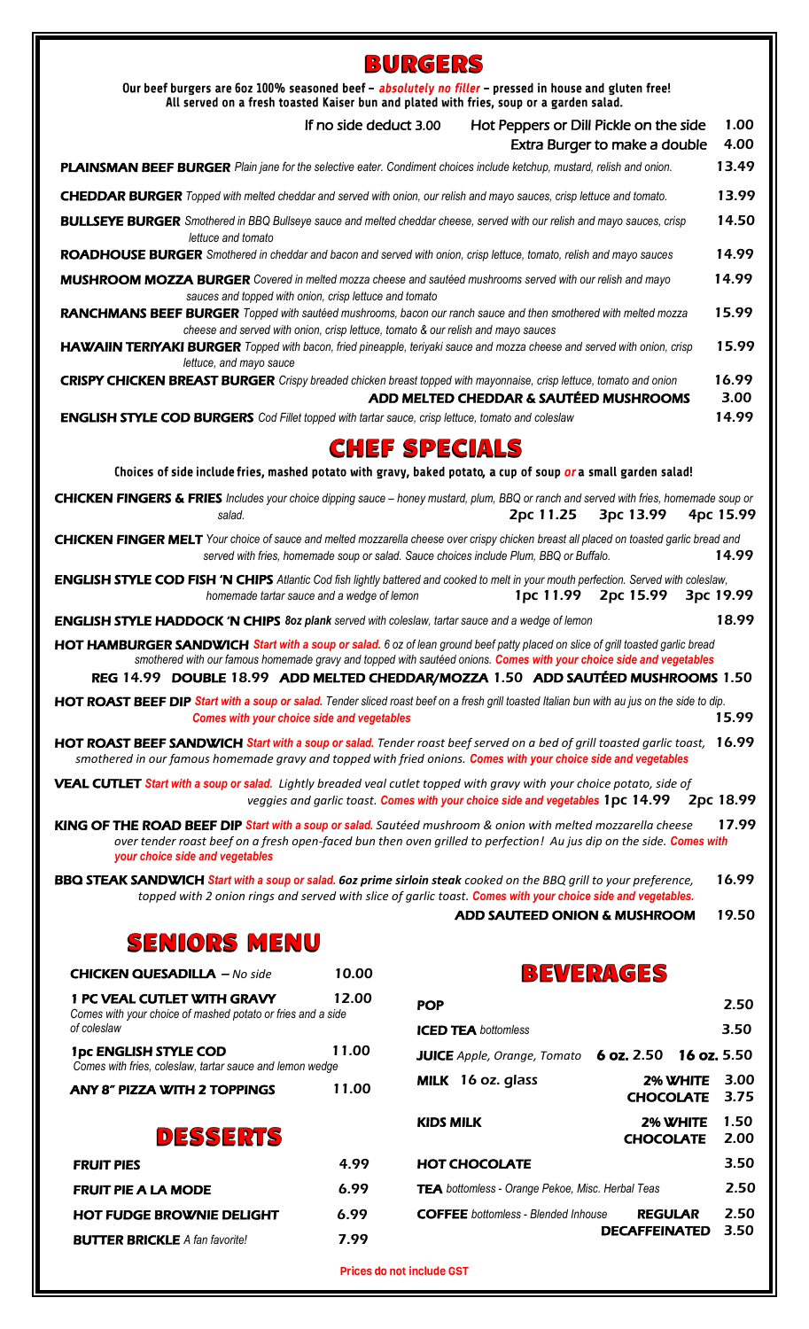# BURGERS

**Our beef burgers are 6oz 100% seasoned beef – *absolutely no filler* – pressed in house and gluten free!**
**All served on a fresh toasted Kaiser bun and plated with fries, soup or a garden salad.**

If no side deduct 3.00 | Hot Peppers or Dill Pickle on the side 1.00 | Extra Burger to make a double 4.00

| | |
|---|---|
| **PLAINSMAN BEEF BURGER** *Plain jane for the selective eater. Condiment choices include ketchup, mustard, relish and onion.* | 13.49 |
| **CHEDDAR BURGER** *Topped with melted cheddar and served with onion, our relish and mayo sauces, crisp lettuce and tomato.* | 13.99 |
| **BULLSEYE BURGER** *Smothered in BBQ Bullseye sauce and melted cheddar cheese, served with our relish and mayo sauces, crisp lettuce and tomato* | 14.50 |
| **ROADHOUSE BURGER** *Smothered in cheddar and bacon and served with onion, crisp lettuce, tomato, relish and mayo sauces* | 14.99 |
| **MUSHROOM MOZZA BURGER** *Covered in melted mozza cheese and sautéed mushrooms served with our relish and mayo sauces and topped with onion, crisp lettuce and tomato* | 14.99 |
| **RANCHMANS BEEF BURGER** *Topped with sautéed mushrooms, bacon our ranch sauce and then smothered with melted mozza cheese and served with onion, crisp lettuce, tomato & our relish and mayo sauces* | 15.99 |
| **HAWAIIN TERIYAKI BURGER** *Topped with bacon, fried pineapple, teriyaki sauce and mozza cheese and served with onion, crisp lettuce, and mayo sauce* | 15.99 |
| **CRISPY CHICKEN BREAST BURGER** *Crispy breaded chicken breast topped with mayonnaise, crisp lettuce, tomato and onion* | 16.99 |
| **ADD MELTED CHEDDAR & SAUTÉED MUSHROOMS** | 3.00 |
| **ENGLISH STYLE COD BURGERS** *Cod Fillet topped with tartar sauce, crisp lettuce, tomato and coleslaw* | 14.99 |

# CHEF SPECIALS

**Choices of side include fries, mashed potato with gravy, baked potato, a cup of soup *or* a small garden salad!**

**CHICKEN FINGERS & FRIES** *Includes your choice dipping sauce – honey mustard, plum, BBQ or ranch and served with fries, homemade soup or salad.* — 2pc 11.25 | 3pc 13.99 | 4pc 15.99

**CHICKEN FINGER MELT** *Your choice of sauce and melted mozzarella cheese over crispy chicken breast all placed on toasted garlic bread and served with fries, homemade soup or salad. Sauce choices include Plum, BBQ or Buffalo.* — 14.99

**ENGLISH STYLE COD FISH 'N CHIPS** *Atlantic Cod fish lightly battered and cooked to melt in your mouth perfection. Served with coleslaw, homemade tartar sauce and a wedge of lemon* — 1pc 11.99 | 2pc 15.99 | 3pc 19.99

**ENGLISH STYLE HADDOCK 'N CHIPS** *8oz plank served with coleslaw, tartar sauce and a wedge of lemon* — 18.99

**HOT HAMBURGER SANDWICH** ***Start with a soup or salad.*** *6 oz of lean ground beef patty placed on slice of grill toasted garlic bread smothered with our famous homemade gravy and topped with sautéed onions.* ***Comes with your choice side and vegetables***
**REG 14.99 DOUBLE 18.99 ADD MELTED CHEDDAR/MOZZA 1.50 ADD SAUTÉED MUSHROOMS 1.50**

**HOT ROAST BEEF DIP** ***Start with a soup or salad.*** *Tender sliced roast beef on a fresh grill toasted Italian bun with au jus on the side to dip.* ***Comes with your choice side and vegetables*** — 15.99

**HOT ROAST BEEF SANDWICH** ***Start with a soup or salad.*** *Tender roast beef served on a bed of grill toasted garlic toast, smothered in our famous homemade gravy and topped with fried onions.* ***Comes with your choice side and vegetables*** — 16.99

**VEAL CUTLET** ***Start with a soup or salad.*** *Lightly breaded veal cutlet topped with gravy with your choice potato, side of veggies and garlic toast.* ***Comes with your choice side and vegetables*** — 1pc 14.99 | 2pc 18.99

**KING OF THE ROAD BEEF DIP** ***Start with a soup or salad.*** *Sautéed mushroom & onion with melted mozzarella cheese over tender roast beef on a fresh open-faced bun then oven grilled to perfection! Au jus dip on the side.* ***Comes with your choice side and vegetables*** — 17.99

**BBQ STEAK SANDWICH** ***Start with a soup or salad.*** ***6oz prime sirloin steak*** *cooked on the BBQ grill to your preference, topped with 2 onion rings and served with slice of garlic toast.* ***Comes with your choice side and vegetables.*** — 16.99
**ADD SAUTEED ONION & MUSHROOM** — 19.50

# SENIORS MENU

| | |
|---|---|
| **CHICKEN QUESADILLA** – *No side* | 10.00 |
| **1 PC VEAL CUTLET WITH GRAVY** *Comes with your choice of mashed potato or fries and a side of coleslaw* | 12.00 |
| **1pc ENGLISH STYLE COD** *Comes with fries, coleslaw, tartar sauce and lemon wedge* | 11.00 |
| **ANY 8" PIZZA WITH 2 TOPPINGS** | 11.00 |

# DESSERTS

| | |
|---|---|
| **FRUIT PIES** | 4.99 |
| **FRUIT PIE A LA MODE** | 6.99 |
| **HOT FUDGE BROWNIE DELIGHT** | 6.99 |
| **BUTTER BRICKLE** *A fan favorite!* | 7.99 |

# BEVERAGES

| | | |
|---|---|---|
| **POP** | | 2.50 |
| **ICED TEA** *bottomless* | | 3.50 |
| **JUICE** *Apple, Orange, Tomato* | 6 oz. 2.50 | 16 oz. 5.50 |
| **MILK** 16 oz. glass | 2% WHITE | 3.00 |
| | CHOCOLATE | 3.75 |
| **KIDS MILK** | 2% WHITE | 1.50 |
| | CHOCOLATE | 2.00 |
| **HOT CHOCOLATE** | | 3.50 |
| **TEA** *bottomless - Orange Pekoe, Misc. Herbal Teas* | | 2.50 |
| **COFFEE** *bottomless - Blended Inhouse* | REGULAR | 2.50 |
| | DECAFFEINATED | 3.50 |

**Prices do not include GST**